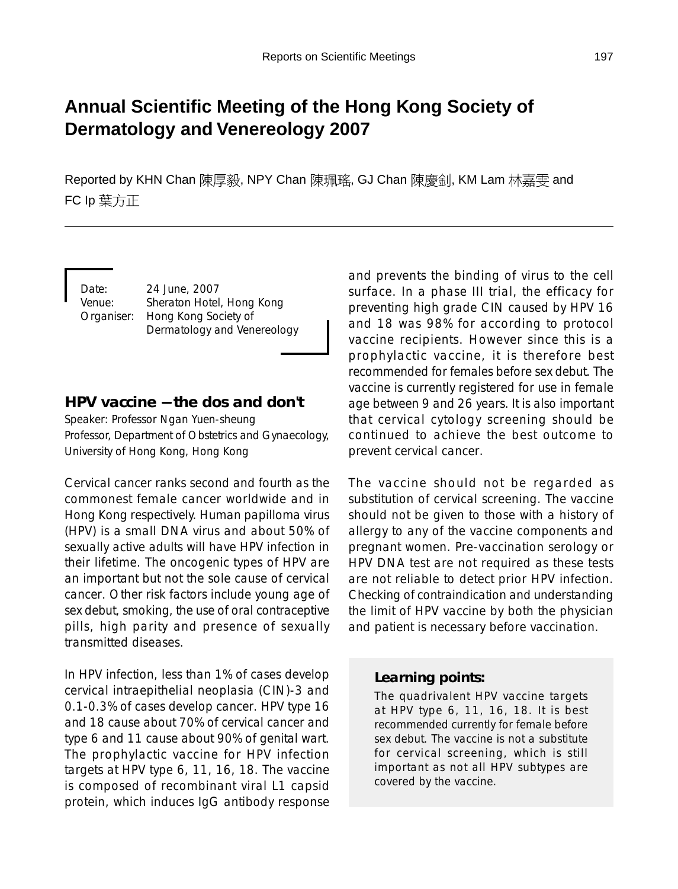# Annual Scientific Meeting of the Hong Kong Society of Dermatology and Venereology 2007

Reported by KHN Chan 陳厚毅, NPY Chan 陳珮瑤, GJ Chan 陳慶釗, KM Lam 林嘉雯 and FC Ip 葉方正

Date: 24 June, 2007
Venue: Sheraton Hotel, Hong Kong
Organiser: Hong Kong Society of Dermatology and Venereology

## HPV vaccine – the dos and don't

Speaker: Professor Ngan Yuen-sheung
Professor, Department of Obstetrics and Gynaecology, University of Hong Kong, Hong Kong

Cervical cancer ranks second and fourth as the commonest female cancer worldwide and in Hong Kong respectively. Human papilloma virus (HPV) is a small DNA virus and about 50% of sexually active adults will have HPV infection in their lifetime. The oncogenic types of HPV are an important but not the sole cause of cervical cancer. Other risk factors include young age of sex debut, smoking, the use of oral contraceptive pills, high parity and presence of sexually transmitted diseases.

In HPV infection, less than 1% of cases develop cervical intraepithelial neoplasia (CIN)-3 and 0.1-0.3% of cases develop cancer. HPV type 16 and 18 cause about 70% of cervical cancer and type 6 and 11 cause about 90% of genital wart. The prophylactic vaccine for HPV infection targets at HPV type 6, 11, 16, 18. The vaccine is composed of recombinant viral L1 capsid protein, which induces IgG antibody response and prevents the binding of virus to the cell surface. In a phase III trial, the efficacy for preventing high grade CIN caused by HPV 16 and 18 was 98% for according to protocol vaccine recipients. However since this is a prophylactic vaccine, it is therefore best recommended for females before sex debut. The vaccine is currently registered for use in female age between 9 and 26 years. It is also important that cervical cytology screening should be continued to achieve the best outcome to prevent cervical cancer.

The vaccine should not be regarded as substitution of cervical screening. The vaccine should not be given to those with a history of allergy to any of the vaccine components and pregnant women. Pre-vaccination serology or HPV DNA test are not required as these tests are not reliable to detect prior HPV infection. Checking of contraindication and understanding the limit of HPV vaccine by both the physician and patient is necessary before vaccination.

**Learning points:**

The quadrivalent HPV vaccine targets at HPV type 6, 11, 16, 18. It is best recommended currently for female before sex debut. The vaccine is not a substitute for cervical screening, which is still important as not all HPV subtypes are covered by the vaccine.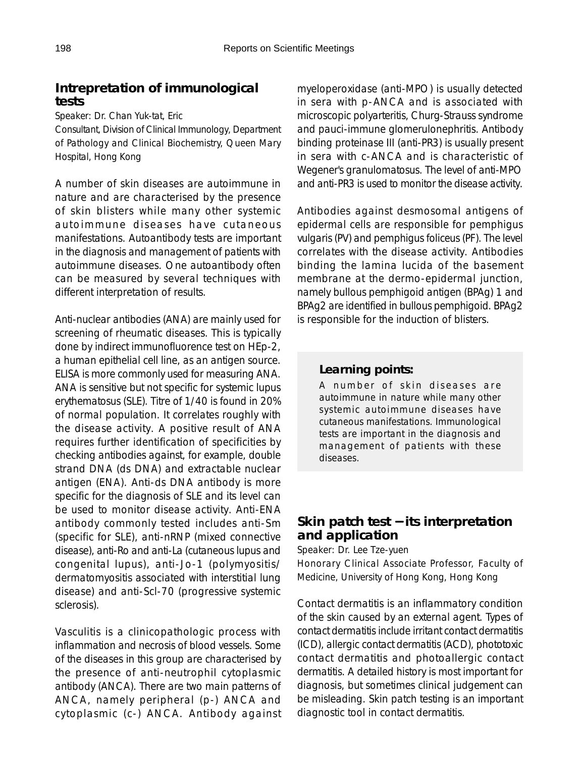## Intrepretation of immunological tests

Speaker: Dr. Chan Yuk-tat, Eric

Consultant, Division of Clinical Immunology, Department of Pathology and Clinical Biochemistry, Queen Mary Hospital, Hong Kong

A number of skin diseases are autoimmune in nature and are characterised by the presence of skin blisters while many other systemic autoimmune diseases have cutaneous manifestations. Autoantibody tests are important in the diagnosis and management of patients with autoimmune diseases. One autoantibody often can be measured by several techniques with different interpretation of results.

Anti-nuclear antibodies (ANA) are mainly used for screening of rheumatic diseases. This is typically done by indirect immunofluorence test on HEp-2, a human epithelial cell line, as an antigen source. ELISA is more commonly used for measuring ANA. ANA is sensitive but not specific for systemic lupus erythematosus (SLE). Titre of 1/40 is found in 20% of normal population. It correlates roughly with the disease activity. A positive result of ANA requires further identification of specificities by checking antibodies against, for example, double strand DNA (ds DNA) and extractable nuclear antigen (ENA). Anti-ds DNA antibody is more specific for the diagnosis of SLE and its level can be used to monitor disease activity. Anti-ENA antibody commonly tested includes anti-Sm (specific for SLE), anti-nRNP (mixed connective disease), anti-Ro and anti-La (cutaneous lupus and congenital lupus), anti-Jo-1 (polymyositis/dermatomyositis associated with interstitial lung disease) and anti-Scl-70 (progressive systemic sclerosis).

Vasculitis is a clinicopathologic process with inflammation and necrosis of blood vessels. Some of the diseases in this group are characterised by the presence of anti-neutrophil cytoplasmic antibody (ANCA). There are two main patterns of ANCA, namely peripheral (p-) ANCA and cytoplasmic (c-) ANCA. Antibody against myeloperoxidase (anti-MPO) is usually detected in sera with p-ANCA and is associated with microscopic polyarteritis, Churg-Strauss syndrome and pauci-immune glomerulonephritis. Antibody binding proteinase III (anti-PR3) is usually present in sera with c-ANCA and is characteristic of Wegener's granulomatosus. The level of anti-MPO and anti-PR3 is used to monitor the disease activity.

Antibodies against desmosomal antigens of epidermal cells are responsible for pemphigus vulgaris (PV) and pemphigus foliceus (PF). The level correlates with the disease activity. Antibodies binding the lamina lucida of the basement membrane at the dermo-epidermal junction, namely bullous pemphigoid antigen (BPAg) 1 and BPAg2 are identified in bullous pemphigoid. BPAg2 is responsible for the induction of blisters.

> **Learning points:**
>
> A number of skin diseases are autoimmune in nature while many other systemic autoimmune diseases have cutaneous manifestations. Immunological tests are important in the diagnosis and management of patients with these diseases.

## Skin patch test — its interpretation and application

Speaker: Dr. Lee Tze-yuen

Honorary Clinical Associate Professor, Faculty of Medicine, University of Hong Kong, Hong Kong

Contact dermatitis is an inflammatory condition of the skin caused by an external agent. Types of contact dermatitis include irritant contact dermatitis (ICD), allergic contact dermatitis (ACD), phototoxic contact dermatitis and photoallergic contact dermatitis. A detailed history is most important for diagnosis, but sometimes clinical judgement can be misleading. Skin patch testing is an important diagnostic tool in contact dermatitis.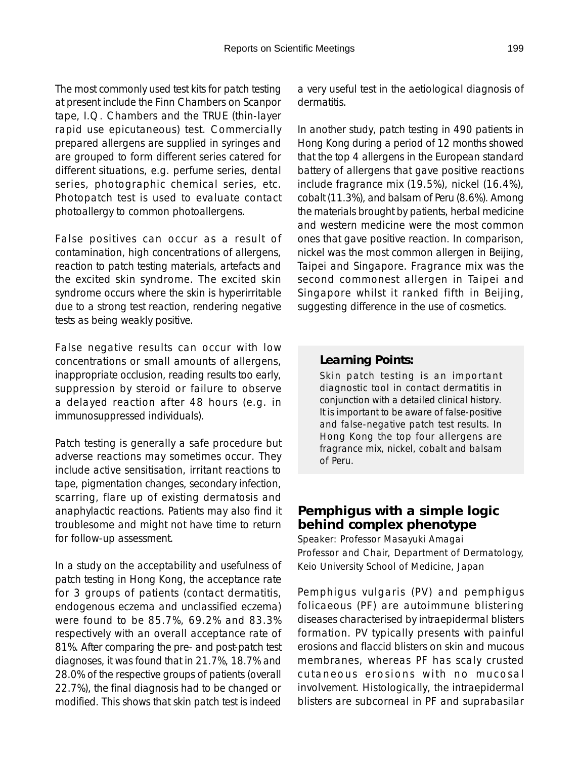The most commonly used test kits for patch testing at present include the Finn Chambers on Scanpor tape, I.Q. Chambers and the TRUE (thin-layer rapid use epicutaneous) test. Commercially prepared allergens are supplied in syringes and are grouped to form different series catered for different situations, e.g. perfume series, dental series, photographic chemical series, etc. Photopatch test is used to evaluate contact photoallergy to common photoallergens.

False positives can occur as a result of contamination, high concentrations of allergens, reaction to patch testing materials, artefacts and the excited skin syndrome. The excited skin syndrome occurs where the skin is hyperirritable due to a strong test reaction, rendering negative tests as being weakly positive.

False negative results can occur with low concentrations or small amounts of allergens, inappropriate occlusion, reading results too early, suppression by steroid or failure to observe a delayed reaction after 48 hours (e.g. in immunosuppressed individuals).

Patch testing is generally a safe procedure but adverse reactions may sometimes occur. They include active sensitisation, irritant reactions to tape, pigmentation changes, secondary infection, scarring, flare up of existing dermatosis and anaphylactic reactions. Patients may also find it troublesome and might not have time to return for follow-up assessment.

In a study on the acceptability and usefulness of patch testing in Hong Kong, the acceptance rate for 3 groups of patients (contact dermatitis, endogenous eczema and unclassified eczema) were found to be 85.7%, 69.2% and 83.3% respectively with an overall acceptance rate of 81%. After comparing the pre- and post-patch test diagnoses, it was found that in 21.7%, 18.7% and 28.0% of the respective groups of patients (overall 22.7%), the final diagnosis had to be changed or modified. This shows that skin patch test is indeed a very useful test in the aetiological diagnosis of dermatitis.

In another study, patch testing in 490 patients in Hong Kong during a period of 12 months showed that the top 4 allergens in the European standard battery of allergens that gave positive reactions include fragrance mix (19.5%), nickel (16.4%), cobalt (11.3%), and balsam of Peru (8.6%). Among the materials brought by patients, herbal medicine and western medicine were the most common ones that gave positive reaction. In comparison, nickel was the most common allergen in Beijing, Taipei and Singapore. Fragrance mix was the second commonest allergen in Taipei and Singapore whilst it ranked fifth in Beijing, suggesting difference in the use of cosmetics.

> **Learning Points:**
>
> Skin patch testing is an important diagnostic tool in contact dermatitis in conjunction with a detailed clinical history. It is important to be aware of false-positive and false-negative patch test results. In Hong Kong the top four allergens are fragrance mix, nickel, cobalt and balsam of Peru.

## Pemphigus with a simple logic behind complex phenotype

Speaker: Professor Masayuki Amagai
Professor and Chair, Department of Dermatology, Keio University School of Medicine, Japan

Pemphigus vulgaris (PV) and pemphigus folicaeous (PF) are autoimmune blistering diseases characterised by intraepidermal blisters formation. PV typically presents with painful erosions and flaccid blisters on skin and mucous membranes, whereas PF has scaly crusted cutaneous erosions with no mucosal involvement. Histologically, the intraepidermal blisters are subcorneal in PF and suprabasilar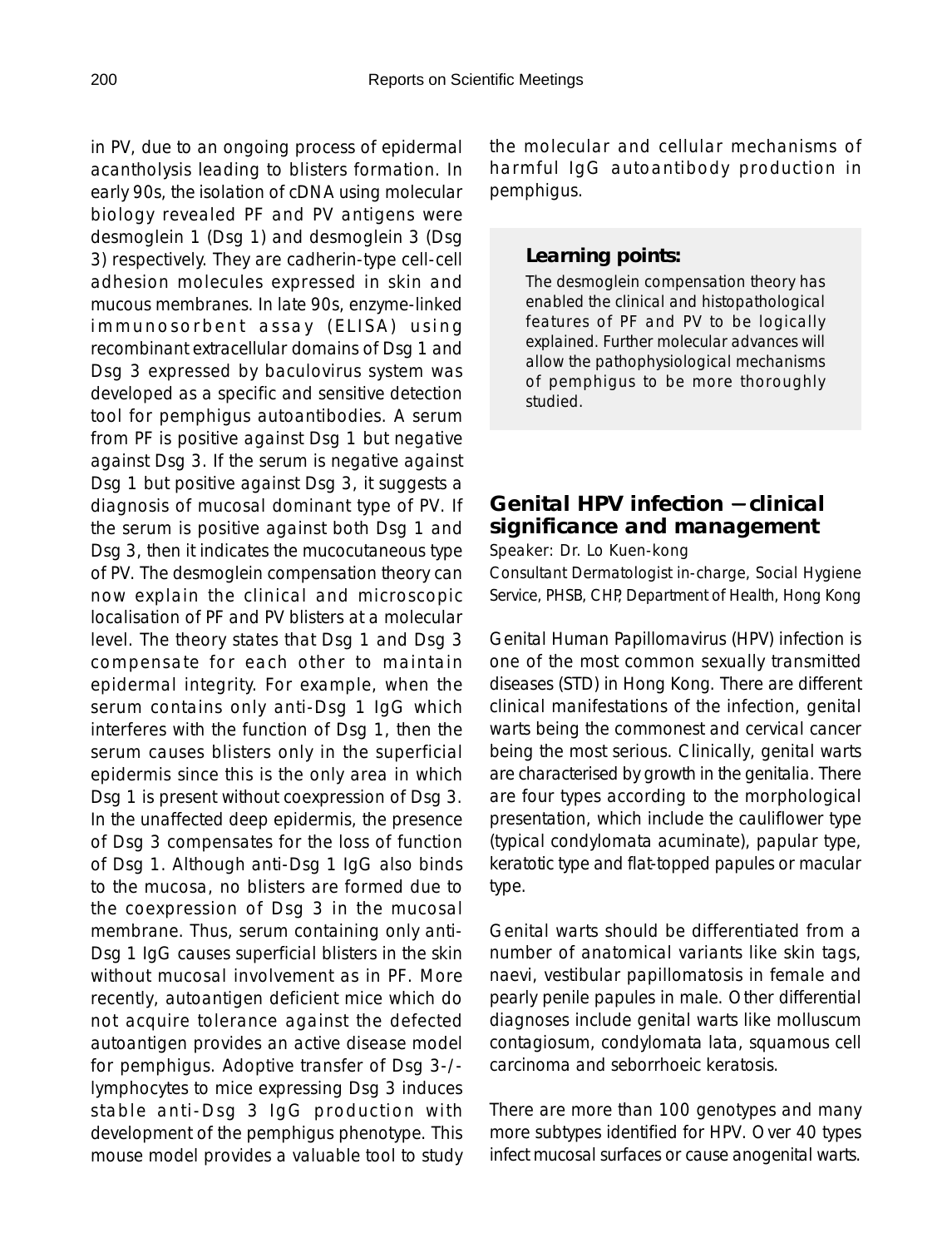in PV, due to an ongoing process of epidermal acantholysis leading to blisters formation. In early 90s, the isolation of cDNA using molecular biology revealed PF and PV antigens were desmoglein 1 (Dsg 1) and desmoglein 3 (Dsg 3) respectively. They are cadherin-type cell-cell adhesion molecules expressed in skin and mucous membranes. In late 90s, enzyme-linked immunosorbent assay (ELISA) using recombinant extracellular domains of Dsg 1 and Dsg 3 expressed by baculovirus system was developed as a specific and sensitive detection tool for pemphigus autoantibodies. A serum from PF is positive against Dsg 1 but negative against Dsg 3. If the serum is negative against Dsg 1 but positive against Dsg 3, it suggests a diagnosis of mucosal dominant type of PV. If the serum is positive against both Dsg 1 and Dsg 3, then it indicates the mucocutaneous type of PV. The desmoglein compensation theory can now explain the clinical and microscopic localisation of PF and PV blisters at a molecular level. The theory states that Dsg 1 and Dsg 3 compensate for each other to maintain epidermal integrity. For example, when the serum contains only anti-Dsg 1 IgG which interferes with the function of Dsg 1, then the serum causes blisters only in the superficial epidermis since this is the only area in which Dsg 1 is present without coexpression of Dsg 3. In the unaffected deep epidermis, the presence of Dsg 3 compensates for the loss of function of Dsg 1. Although anti-Dsg 1 IgG also binds to the mucosa, no blisters are formed due to the coexpression of Dsg 3 in the mucosal membrane. Thus, serum containing only anti-Dsg 1 IgG causes superficial blisters in the skin without mucosal involvement as in PF. More recently, autoantigen deficient mice which do not acquire tolerance against the defected autoantigen provides an active disease model for pemphigus. Adoptive transfer of Dsg 3-/- lymphocytes to mice expressing Dsg 3 induces stable anti-Dsg 3 IgG production with development of the pemphigus phenotype. This mouse model provides a valuable tool to study the molecular and cellular mechanisms of harmful IgG autoantibody production in pemphigus.

**Learning points:**

The desmoglein compensation theory has enabled the clinical and histopathological features of PF and PV to be logically explained. Further molecular advances will allow the pathophysiological mechanisms of pemphigus to be more thoroughly studied.

## Genital HPV infection – clinical significance and management

Speaker: Dr. Lo Kuen-kong

Consultant Dermatologist in-charge, Social Hygiene Service, PHSB, CHP, Department of Health, Hong Kong

Genital Human Papillomavirus (HPV) infection is one of the most common sexually transmitted diseases (STD) in Hong Kong. There are different clinical manifestations of the infection, genital warts being the commonest and cervical cancer being the most serious. Clinically, genital warts are characterised by growth in the genitalia. There are four types according to the morphological presentation, which include the cauliflower type (typical condylomata acuminate), papular type, keratotic type and flat-topped papules or macular type.

Genital warts should be differentiated from a number of anatomical variants like skin tags, naevi, vestibular papillomatosis in female and pearly penile papules in male. Other differential diagnoses include genital warts like molluscum contagiosum, condylomata lata, squamous cell carcinoma and seborrhoeic keratosis.

There are more than 100 genotypes and many more subtypes identified for HPV. Over 40 types infect mucosal surfaces or cause anogenital warts.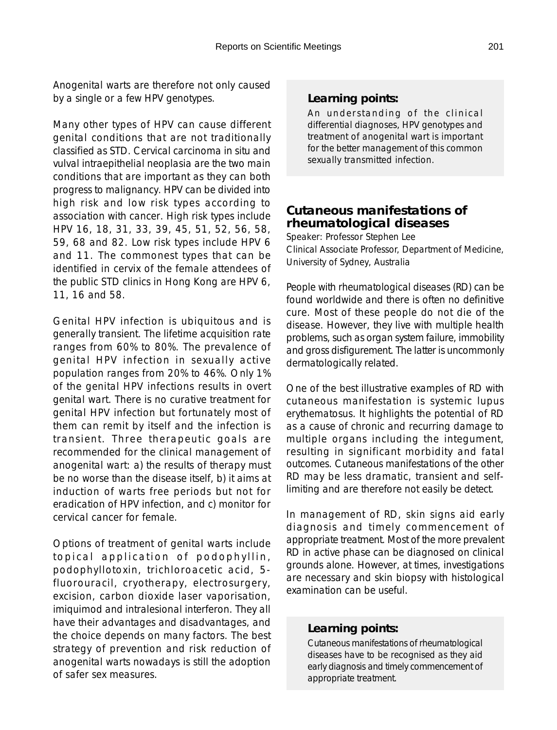Anogenital warts are therefore not only caused by a single or a few HPV genotypes.

Many other types of HPV can cause different genital conditions that are not traditionally classified as STD. Cervical carcinoma in situ and vulval intraepithelial neoplasia are the two main conditions that are important as they can both progress to malignancy. HPV can be divided into high risk and low risk types according to association with cancer. High risk types include HPV 16, 18, 31, 33, 39, 45, 51, 52, 56, 58, 59, 68 and 82. Low risk types include HPV 6 and 11. The commonest types that can be identified in cervix of the female attendees of the public STD clinics in Hong Kong are HPV 6, 11, 16 and 58.

Genital HPV infection is ubiquitous and is generally transient. The lifetime acquisition rate ranges from 60% to 80%. The prevalence of genital HPV infection in sexually active population ranges from 20% to 46%. Only 1% of the genital HPV infections results in overt genital wart. There is no curative treatment for genital HPV infection but fortunately most of them can remit by itself and the infection is transient. Three therapeutic goals are recommended for the clinical management of anogenital wart: a) the results of therapy must be no worse than the disease itself, b) it aims at induction of warts free periods but not for eradication of HPV infection, and c) monitor for cervical cancer for female.

Options of treatment of genital warts include topical application of podophyllin, podophyllotoxin, trichloroacetic acid, 5-fluorouracil, cryotherapy, electrosurgery, excision, carbon dioxide laser vaporisation, imiquimod and intralesional interferon. They all have their advantages and disadvantages, and the choice depends on many factors. The best strategy of prevention and risk reduction of anogenital warts nowadays is still the adoption of safer sex measures.

**Learning points:**

An understanding of the clinical differential diagnoses, HPV genotypes and treatment of anogenital wart is important for the better management of this common sexually transmitted infection.

## Cutaneous manifestations of rheumatological diseases

Speaker: Professor Stephen Lee
Clinical Associate Professor, Department of Medicine, University of Sydney, Australia

People with rheumatological diseases (RD) can be found worldwide and there is often no definitive cure. Most of these people do not die of the disease. However, they live with multiple health problems, such as organ system failure, immobility and gross disfigurement. The latter is uncommonly dermatologically related.

One of the best illustrative examples of RD with cutaneous manifestation is systemic lupus erythematosus. It highlights the potential of RD as a cause of chronic and recurring damage to multiple organs including the integument, resulting in significant morbidity and fatal outcomes. Cutaneous manifestations of the other RD may be less dramatic, transient and self-limiting and are therefore not easily be detect.

In management of RD, skin signs aid early diagnosis and timely commencement of appropriate treatment. Most of the more prevalent RD in active phase can be diagnosed on clinical grounds alone. However, at times, investigations are necessary and skin biopsy with histological examination can be useful.

**Learning points:**

Cutaneous manifestations of rheumatological diseases have to be recognised as they aid early diagnosis and timely commencement of appropriate treatment.